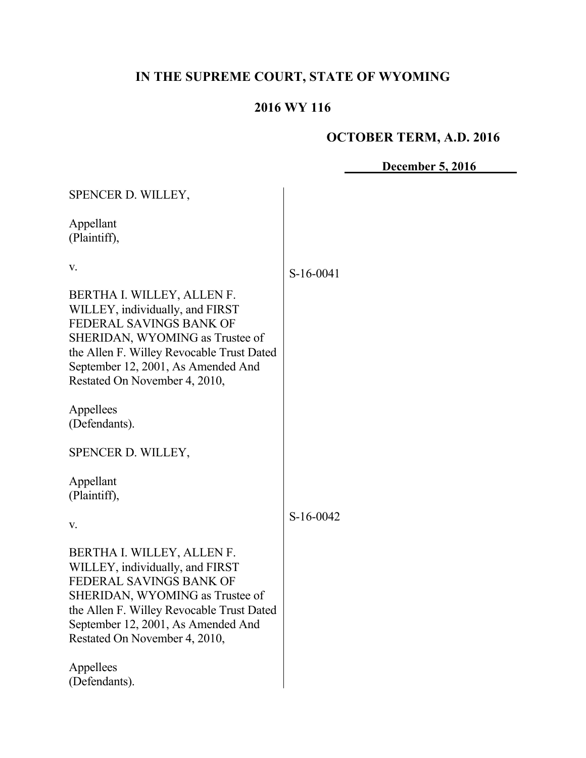# IN THE SUPREME COURT, STATE OF WYOMING

## 2016 WY 116

### OCTOBER TERM, A.D. 2016

**December 5, 2016**

| | |
|---|---|
| SPENCER D. WILLEY,<br><br>Appellant<br>(Plaintiff),<br><br>v.<br><br>BERTHA I. WILLEY, ALLEN F. WILLEY, individually, and FIRST FEDERAL SAVINGS BANK OF SHERIDAN, WYOMING as Trustee of the Allen F. Willey Revocable Trust Dated September 12, 2001, As Amended And Restated On November 4, 2010,<br><br>Appellees<br>(Defendants). | S-16-0041 |
| SPENCER D. WILLEY,<br><br>Appellant<br>(Plaintiff),<br><br>v.<br><br>BERTHA I. WILLEY, ALLEN F. WILLEY, individually, and FIRST FEDERAL SAVINGS BANK OF SHERIDAN, WYOMING as Trustee of the Allen F. Willey Revocable Trust Dated September 12, 2001, As Amended And Restated On November 4, 2010,<br><br>Appellees<br>(Defendants). | S-16-0042 |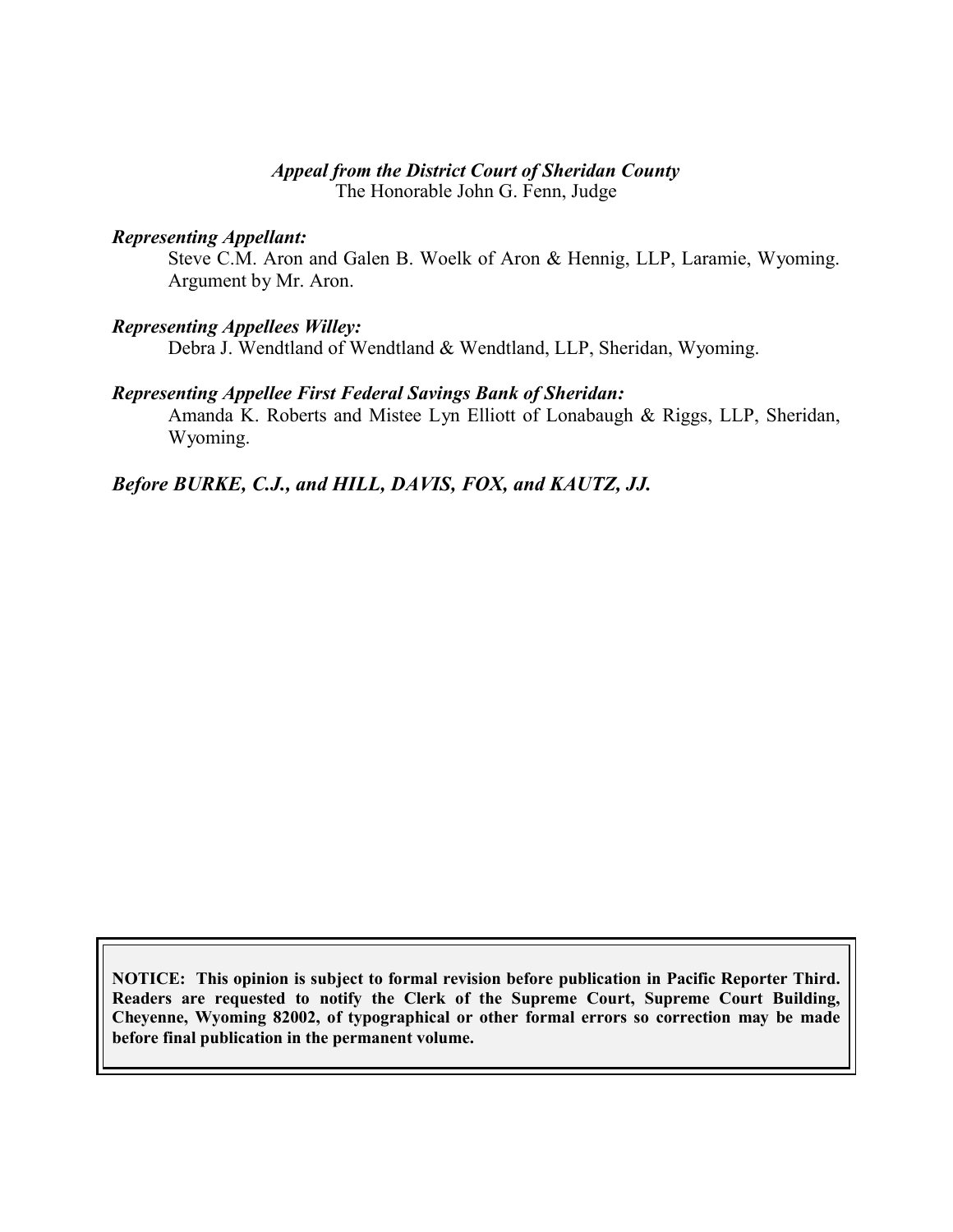***Appeal from the District Court of Sheridan County***
The Honorable John G. Fenn, Judge

***Representing Appellant:***

Steve C.M. Aron and Galen B. Woelk of Aron & Hennig, LLP, Laramie, Wyoming. Argument by Mr. Aron.

***Representing Appellees Willey:***

Debra J. Wendtland of Wendtland & Wendtland, LLP, Sheridan, Wyoming.

***Representing Appellee First Federal Savings Bank of Sheridan:***

Amanda K. Roberts and Mistee Lyn Elliott of Lonabaugh & Riggs, LLP, Sheridan, Wyoming.

***Before BURKE, C.J., and HILL, DAVIS, FOX, and KAUTZ, JJ.***

**NOTICE: This opinion is subject to formal revision before publication in Pacific Reporter Third. Readers are requested to notify the Clerk of the Supreme Court, Supreme Court Building, Cheyenne, Wyoming 82002, of typographical or other formal errors so correction may be made before final publication in the permanent volume.**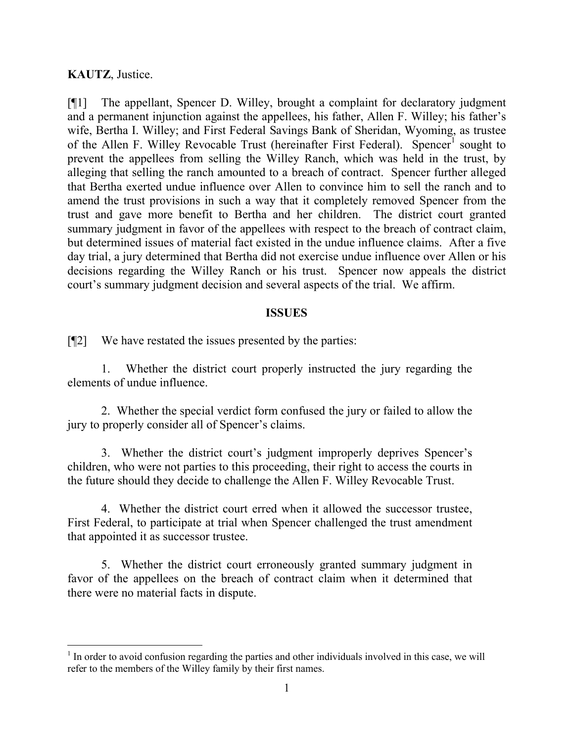**KAUTZ**, Justice.

[¶1] The appellant, Spencer D. Willey, brought a complaint for declaratory judgment and a permanent injunction against the appellees, his father, Allen F. Willey; his father's wife, Bertha I. Willey; and First Federal Savings Bank of Sheridan, Wyoming, as trustee of the Allen F. Willey Revocable Trust (hereinafter First Federal). Spencer[1] sought to prevent the appellees from selling the Willey Ranch, which was held in the trust, by alleging that selling the ranch amounted to a breach of contract. Spencer further alleged that Bertha exerted undue influence over Allen to convince him to sell the ranch and to amend the trust provisions in such a way that it completely removed Spencer from the trust and gave more benefit to Bertha and her children. The district court granted summary judgment in favor of the appellees with respect to the breach of contract claim, but determined issues of material fact existed in the undue influence claims. After a five day trial, a jury determined that Bertha did not exercise undue influence over Allen or his decisions regarding the Willey Ranch or his trust. Spencer now appeals the district court's summary judgment decision and several aspects of the trial. We affirm.

## ISSUES

[¶2] We have restated the issues presented by the parties:

1. Whether the district court properly instructed the jury regarding the elements of undue influence.

2. Whether the special verdict form confused the jury or failed to allow the jury to properly consider all of Spencer's claims.

3. Whether the district court's judgment improperly deprives Spencer's children, who were not parties to this proceeding, their right to access the courts in the future should they decide to challenge the Allen F. Willey Revocable Trust.

4. Whether the district court erred when it allowed the successor trustee, First Federal, to participate at trial when Spencer challenged the trust amendment that appointed it as successor trustee.

5. Whether the district court erroneously granted summary judgment in favor of the appellees on the breach of contract claim when it determined that there were no material facts in dispute.

---

[1] In order to avoid confusion regarding the parties and other individuals involved in this case, we will refer to the members of the Willey family by their first names.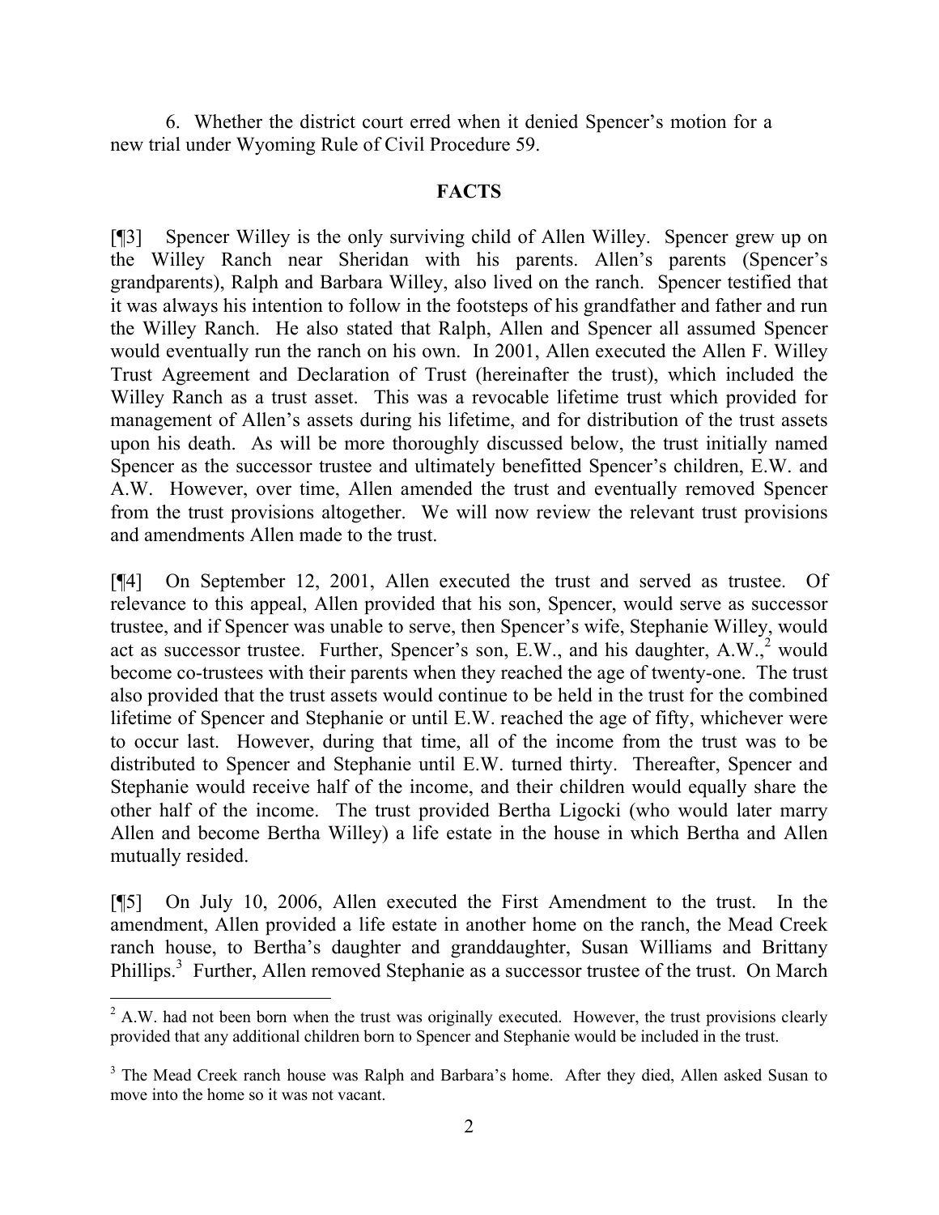6. Whether the district court erred when it denied Spencer's motion for a new trial under Wyoming Rule of Civil Procedure 59.

## FACTS

[¶3] Spencer Willey is the only surviving child of Allen Willey. Spencer grew up on the Willey Ranch near Sheridan with his parents. Allen's parents (Spencer's grandparents), Ralph and Barbara Willey, also lived on the ranch. Spencer testified that it was always his intention to follow in the footsteps of his grandfather and father and run the Willey Ranch. He also stated that Ralph, Allen and Spencer all assumed Spencer would eventually run the ranch on his own. In 2001, Allen executed the Allen F. Willey Trust Agreement and Declaration of Trust (hereinafter the trust), which included the Willey Ranch as a trust asset. This was a revocable lifetime trust which provided for management of Allen's assets during his lifetime, and for distribution of the trust assets upon his death. As will be more thoroughly discussed below, the trust initially named Spencer as the successor trustee and ultimately benefitted Spencer's children, E.W. and A.W. However, over time, Allen amended the trust and eventually removed Spencer from the trust provisions altogether. We will now review the relevant trust provisions and amendments Allen made to the trust.

[¶4] On September 12, 2001, Allen executed the trust and served as trustee. Of relevance to this appeal, Allen provided that his son, Spencer, would serve as successor trustee, and if Spencer was unable to serve, then Spencer's wife, Stephanie Willey, would act as successor trustee. Further, Spencer's son, E.W., and his daughter, A.W.,[2] would become co-trustees with their parents when they reached the age of twenty-one. The trust also provided that the trust assets would continue to be held in the trust for the combined lifetime of Spencer and Stephanie or until E.W. reached the age of fifty, whichever were to occur last. However, during that time, all of the income from the trust was to be distributed to Spencer and Stephanie until E.W. turned thirty. Thereafter, Spencer and Stephanie would receive half of the income, and their children would equally share the other half of the income. The trust provided Bertha Ligocki (who would later marry Allen and become Bertha Willey) a life estate in the house in which Bertha and Allen mutually resided.

[¶5] On July 10, 2006, Allen executed the First Amendment to the trust. In the amendment, Allen provided a life estate in another home on the ranch, the Mead Creek ranch house, to Bertha's daughter and granddaughter, Susan Williams and Brittany Phillips.[3] Further, Allen removed Stephanie as a successor trustee of the trust. On March

---

[2] A.W. had not been born when the trust was originally executed. However, the trust provisions clearly provided that any additional children born to Spencer and Stephanie would be included in the trust.

[3] The Mead Creek ranch house was Ralph and Barbara's home. After they died, Allen asked Susan to move into the home so it was not vacant.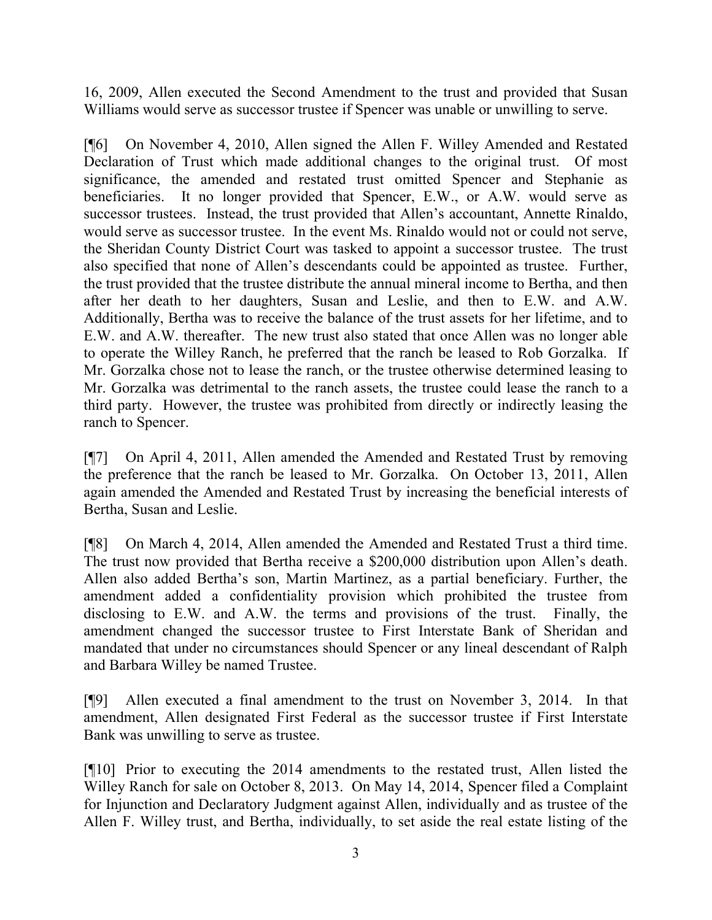16, 2009, Allen executed the Second Amendment to the trust and provided that Susan Williams would serve as successor trustee if Spencer was unable or unwilling to serve.

[¶6] On November 4, 2010, Allen signed the Allen F. Willey Amended and Restated Declaration of Trust which made additional changes to the original trust. Of most significance, the amended and restated trust omitted Spencer and Stephanie as beneficiaries. It no longer provided that Spencer, E.W., or A.W. would serve as successor trustees. Instead, the trust provided that Allen's accountant, Annette Rinaldo, would serve as successor trustee. In the event Ms. Rinaldo would not or could not serve, the Sheridan County District Court was tasked to appoint a successor trustee. The trust also specified that none of Allen's descendants could be appointed as trustee. Further, the trust provided that the trustee distribute the annual mineral income to Bertha, and then after her death to her daughters, Susan and Leslie, and then to E.W. and A.W. Additionally, Bertha was to receive the balance of the trust assets for her lifetime, and to E.W. and A.W. thereafter. The new trust also stated that once Allen was no longer able to operate the Willey Ranch, he preferred that the ranch be leased to Rob Gorzalka. If Mr. Gorzalka chose not to lease the ranch, or the trustee otherwise determined leasing to Mr. Gorzalka was detrimental to the ranch assets, the trustee could lease the ranch to a third party. However, the trustee was prohibited from directly or indirectly leasing the ranch to Spencer.

[¶7] On April 4, 2011, Allen amended the Amended and Restated Trust by removing the preference that the ranch be leased to Mr. Gorzalka. On October 13, 2011, Allen again amended the Amended and Restated Trust by increasing the beneficial interests of Bertha, Susan and Leslie.

[¶8] On March 4, 2014, Allen amended the Amended and Restated Trust a third time. The trust now provided that Bertha receive a $200,000 distribution upon Allen's death. Allen also added Bertha's son, Martin Martinez, as a partial beneficiary. Further, the amendment added a confidentiality provision which prohibited the trustee from disclosing to E.W. and A.W. the terms and provisions of the trust. Finally, the amendment changed the successor trustee to First Interstate Bank of Sheridan and mandated that under no circumstances should Spencer or any lineal descendant of Ralph and Barbara Willey be named Trustee.

[¶9] Allen executed a final amendment to the trust on November 3, 2014. In that amendment, Allen designated First Federal as the successor trustee if First Interstate Bank was unwilling to serve as trustee.

[¶10] Prior to executing the 2014 amendments to the restated trust, Allen listed the Willey Ranch for sale on October 8, 2013. On May 14, 2014, Spencer filed a Complaint for Injunction and Declaratory Judgment against Allen, individually and as trustee of the Allen F. Willey trust, and Bertha, individually, to set aside the real estate listing of the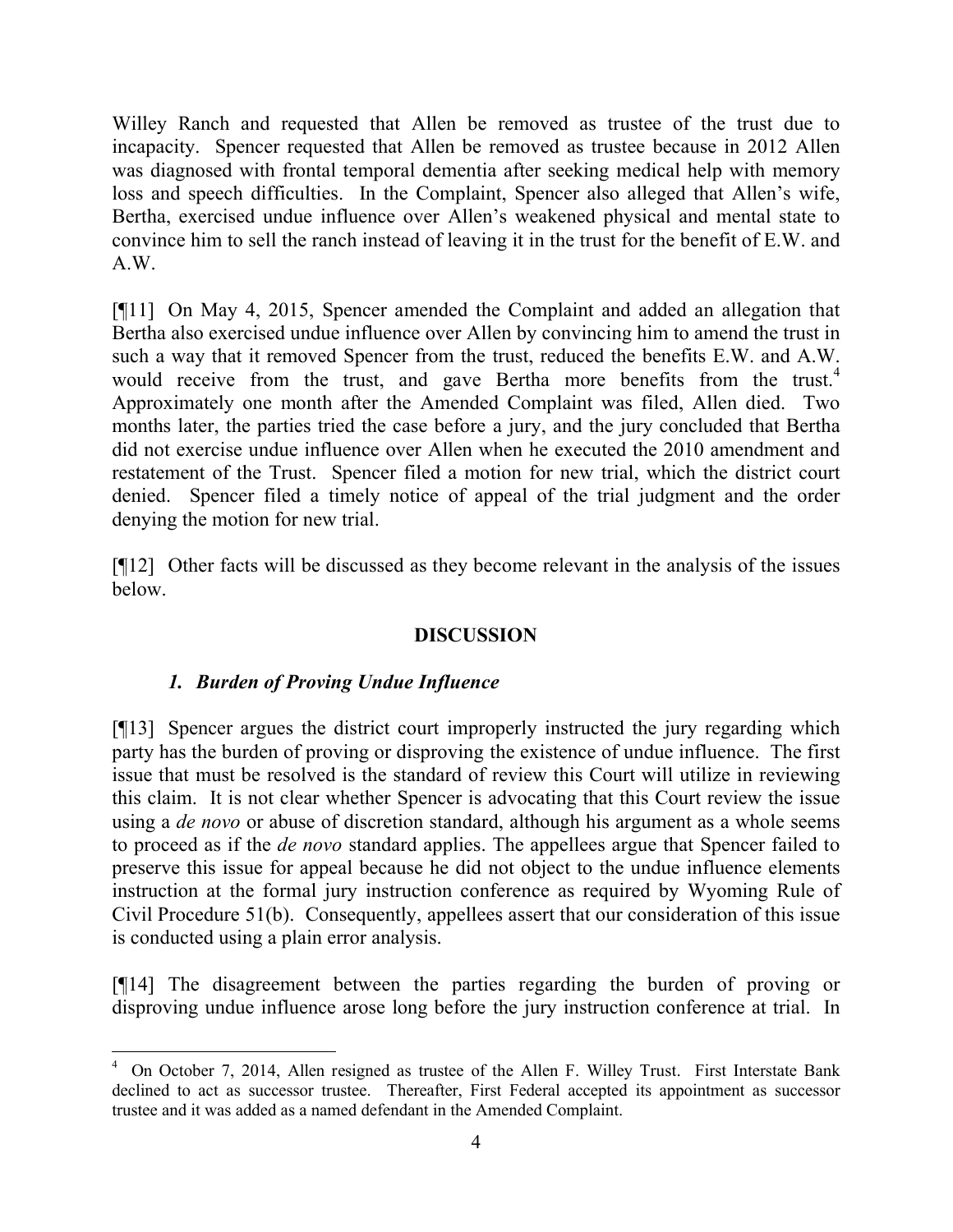Willey Ranch and requested that Allen be removed as trustee of the trust due to incapacity. Spencer requested that Allen be removed as trustee because in 2012 Allen was diagnosed with frontal temporal dementia after seeking medical help with memory loss and speech difficulties. In the Complaint, Spencer also alleged that Allen's wife, Bertha, exercised undue influence over Allen's weakened physical and mental state to convince him to sell the ranch instead of leaving it in the trust for the benefit of E.W. and A.W.

[¶11] On May 4, 2015, Spencer amended the Complaint and added an allegation that Bertha also exercised undue influence over Allen by convincing him to amend the trust in such a way that it removed Spencer from the trust, reduced the benefits E.W. and A.W. would receive from the trust, and gave Bertha more benefits from the trust.[4] Approximately one month after the Amended Complaint was filed, Allen died. Two months later, the parties tried the case before a jury, and the jury concluded that Bertha did not exercise undue influence over Allen when he executed the 2010 amendment and restatement of the Trust. Spencer filed a motion for new trial, which the district court denied. Spencer filed a timely notice of appeal of the trial judgment and the order denying the motion for new trial.

[¶12] Other facts will be discussed as they become relevant in the analysis of the issues below.

## DISCUSSION

### *1. Burden of Proving Undue Influence*

[¶13] Spencer argues the district court improperly instructed the jury regarding which party has the burden of proving or disproving the existence of undue influence. The first issue that must be resolved is the standard of review this Court will utilize in reviewing this claim. It is not clear whether Spencer is advocating that this Court review the issue using a *de novo* or abuse of discretion standard, although his argument as a whole seems to proceed as if the *de novo* standard applies. The appellees argue that Spencer failed to preserve this issue for appeal because he did not object to the undue influence elements instruction at the formal jury instruction conference as required by Wyoming Rule of Civil Procedure 51(b). Consequently, appellees assert that our consideration of this issue is conducted using a plain error analysis.

[¶14] The disagreement between the parties regarding the burden of proving or disproving undue influence arose long before the jury instruction conference at trial. In

---

[4] On October 7, 2014, Allen resigned as trustee of the Allen F. Willey Trust. First Interstate Bank declined to act as successor trustee. Thereafter, First Federal accepted its appointment as successor trustee and it was added as a named defendant in the Amended Complaint.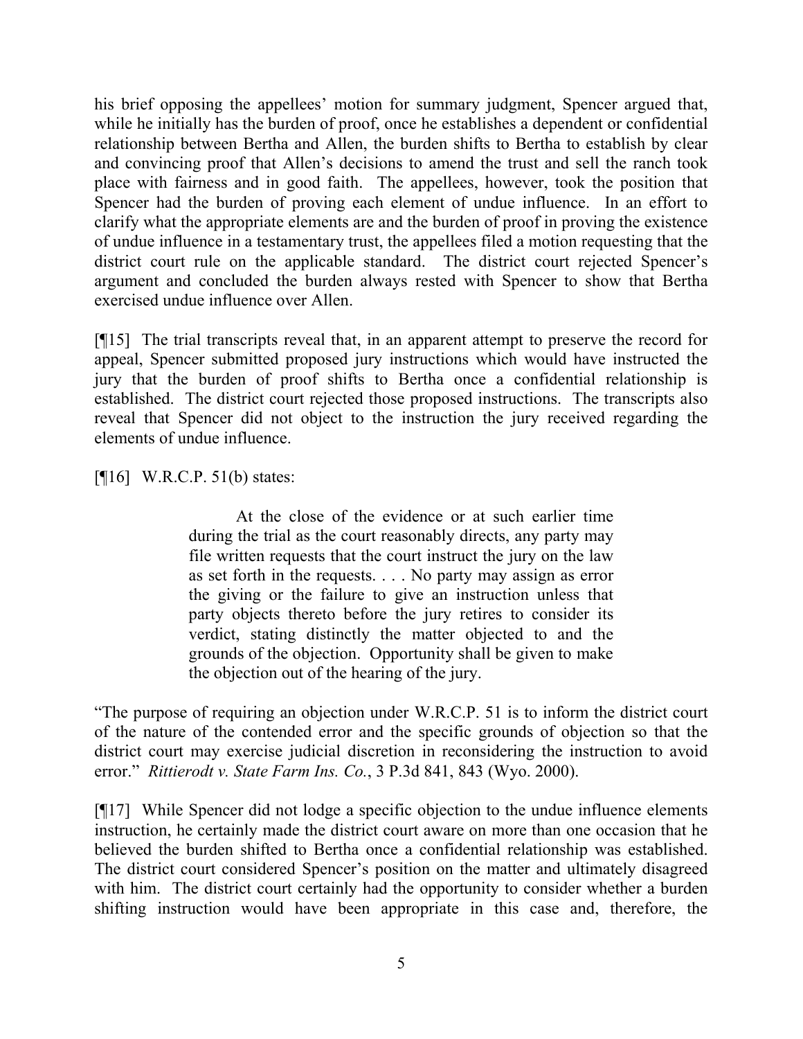his brief opposing the appellees' motion for summary judgment, Spencer argued that, while he initially has the burden of proof, once he establishes a dependent or confidential relationship between Bertha and Allen, the burden shifts to Bertha to establish by clear and convincing proof that Allen's decisions to amend the trust and sell the ranch took place with fairness and in good faith. The appellees, however, took the position that Spencer had the burden of proving each element of undue influence. In an effort to clarify what the appropriate elements are and the burden of proof in proving the existence of undue influence in a testamentary trust, the appellees filed a motion requesting that the district court rule on the applicable standard. The district court rejected Spencer's argument and concluded the burden always rested with Spencer to show that Bertha exercised undue influence over Allen.

[¶15] The trial transcripts reveal that, in an apparent attempt to preserve the record for appeal, Spencer submitted proposed jury instructions which would have instructed the jury that the burden of proof shifts to Bertha once a confidential relationship is established. The district court rejected those proposed instructions. The transcripts also reveal that Spencer did not object to the instruction the jury received regarding the elements of undue influence.

[¶16] W.R.C.P. 51(b) states:

> At the close of the evidence or at such earlier time during the trial as the court reasonably directs, any party may file written requests that the court instruct the jury on the law as set forth in the requests. . . . No party may assign as error the giving or the failure to give an instruction unless that party objects thereto before the jury retires to consider its verdict, stating distinctly the matter objected to and the grounds of the objection. Opportunity shall be given to make the objection out of the hearing of the jury.

"The purpose of requiring an objection under W.R.C.P. 51 is to inform the district court of the nature of the contended error and the specific grounds of objection so that the district court may exercise judicial discretion in reconsidering the instruction to avoid error." *Rittierodt v. State Farm Ins. Co.*, 3 P.3d 841, 843 (Wyo. 2000).

[¶17] While Spencer did not lodge a specific objection to the undue influence elements instruction, he certainly made the district court aware on more than one occasion that he believed the burden shifted to Bertha once a confidential relationship was established. The district court considered Spencer's position on the matter and ultimately disagreed with him. The district court certainly had the opportunity to consider whether a burden shifting instruction would have been appropriate in this case and, therefore, the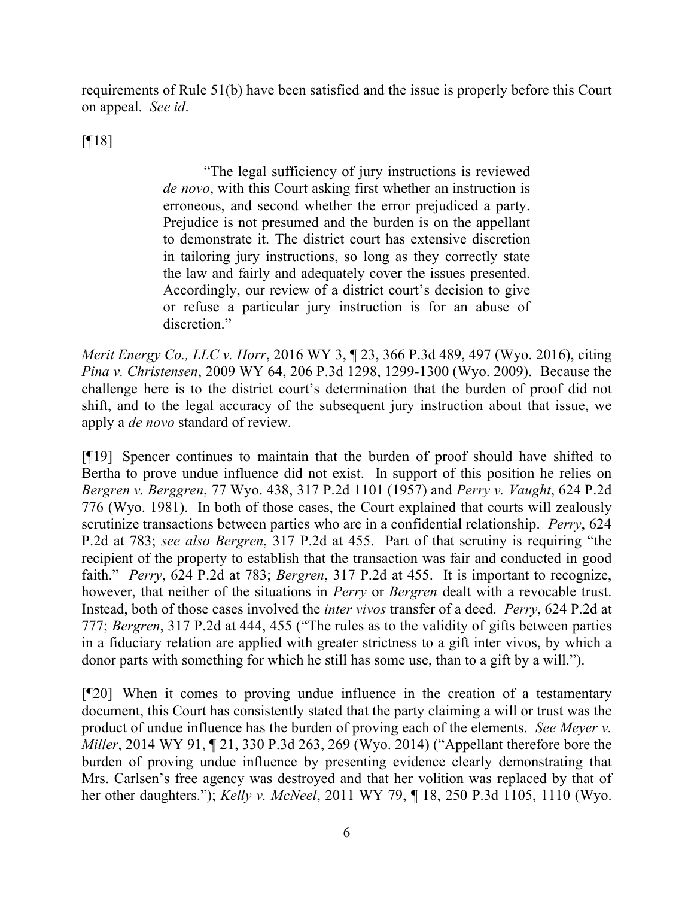requirements of Rule 51(b) have been satisfied and the issue is properly before this Court on appeal. *See id*.

[¶18]

> "The legal sufficiency of jury instructions is reviewed *de novo*, with this Court asking first whether an instruction is erroneous, and second whether the error prejudiced a party. Prejudice is not presumed and the burden is on the appellant to demonstrate it. The district court has extensive discretion in tailoring jury instructions, so long as they correctly state the law and fairly and adequately cover the issues presented. Accordingly, our review of a district court's decision to give or refuse a particular jury instruction is for an abuse of discretion."

*Merit Energy Co., LLC v. Horr*, 2016 WY 3, ¶ 23, 366 P.3d 489, 497 (Wyo. 2016), citing *Pina v. Christensen*, 2009 WY 64, 206 P.3d 1298, 1299-1300 (Wyo. 2009). Because the challenge here is to the district court's determination that the burden of proof did not shift, and to the legal accuracy of the subsequent jury instruction about that issue, we apply a *de novo* standard of review.

[¶19] Spencer continues to maintain that the burden of proof should have shifted to Bertha to prove undue influence did not exist. In support of this position he relies on *Bergren v. Berggren*, 77 Wyo. 438, 317 P.2d 1101 (1957) and *Perry v. Vaught*, 624 P.2d 776 (Wyo. 1981). In both of those cases, the Court explained that courts will zealously scrutinize transactions between parties who are in a confidential relationship. *Perry*, 624 P.2d at 783; *see also Bergren*, 317 P.2d at 455. Part of that scrutiny is requiring "the recipient of the property to establish that the transaction was fair and conducted in good faith." *Perry*, 624 P.2d at 783; *Bergren*, 317 P.2d at 455. It is important to recognize, however, that neither of the situations in *Perry* or *Bergren* dealt with a revocable trust. Instead, both of those cases involved the *inter vivos* transfer of a deed. *Perry*, 624 P.2d at 777; *Bergren*, 317 P.2d at 444, 455 ("The rules as to the validity of gifts between parties in a fiduciary relation are applied with greater strictness to a gift inter vivos, by which a donor parts with something for which he still has some use, than to a gift by a will.").

[¶20] When it comes to proving undue influence in the creation of a testamentary document, this Court has consistently stated that the party claiming a will or trust was the product of undue influence has the burden of proving each of the elements. *See Meyer v. Miller*, 2014 WY 91, ¶ 21, 330 P.3d 263, 269 (Wyo. 2014) ("Appellant therefore bore the burden of proving undue influence by presenting evidence clearly demonstrating that Mrs. Carlsen's free agency was destroyed and that her volition was replaced by that of her other daughters."); *Kelly v. McNeel*, 2011 WY 79, ¶ 18, 250 P.3d 1105, 1110 (Wyo.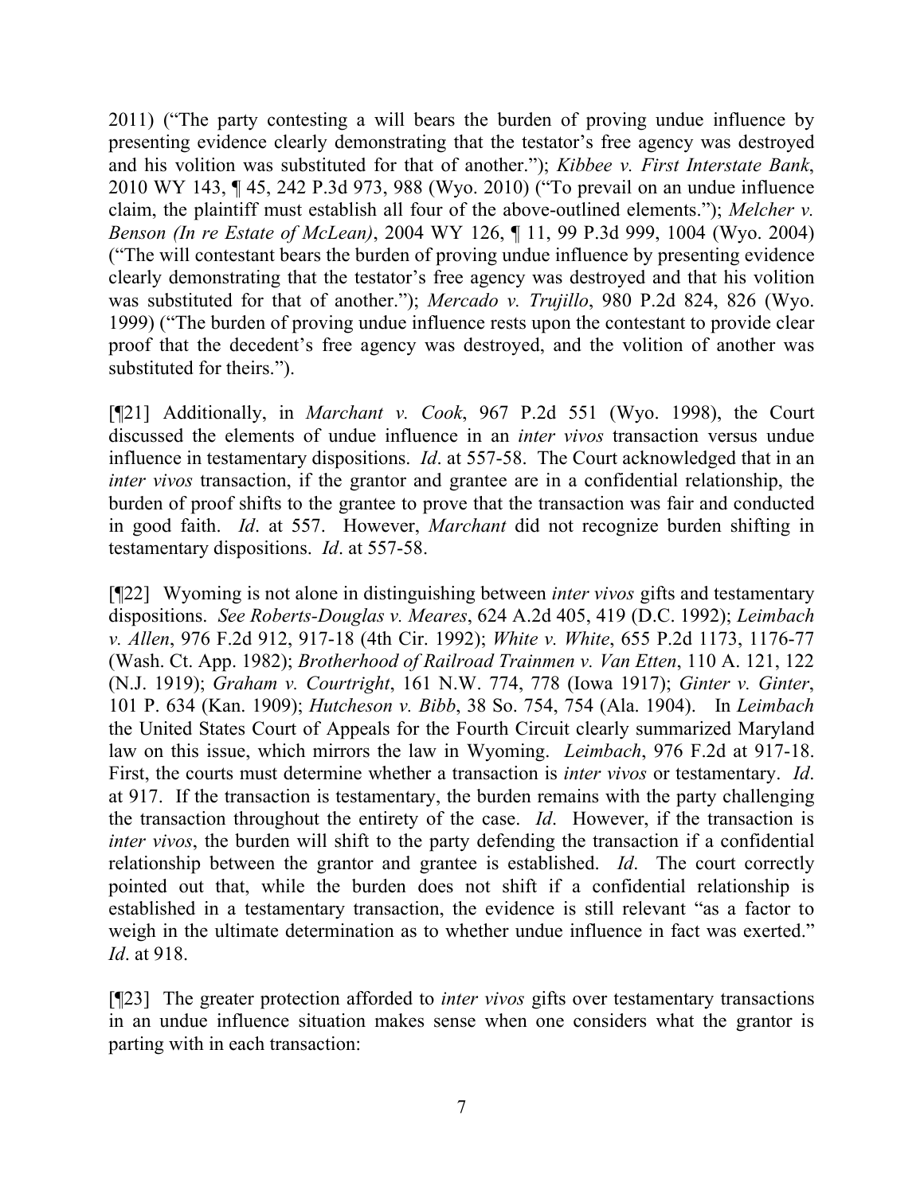2011) ("The party contesting a will bears the burden of proving undue influence by presenting evidence clearly demonstrating that the testator's free agency was destroyed and his volition was substituted for that of another."); *Kibbee v. First Interstate Bank*, 2010 WY 143, ¶ 45, 242 P.3d 973, 988 (Wyo. 2010) ("To prevail on an undue influence claim, the plaintiff must establish all four of the above-outlined elements."); *Melcher v. Benson (In re Estate of McLean)*, 2004 WY 126, ¶ 11, 99 P.3d 999, 1004 (Wyo. 2004) ("The will contestant bears the burden of proving undue influence by presenting evidence clearly demonstrating that the testator's free agency was destroyed and that his volition was substituted for that of another."); *Mercado v. Trujillo*, 980 P.2d 824, 826 (Wyo. 1999) ("The burden of proving undue influence rests upon the contestant to provide clear proof that the decedent's free agency was destroyed, and the volition of another was substituted for theirs.").

[¶21] Additionally, in *Marchant v. Cook*, 967 P.2d 551 (Wyo. 1998), the Court discussed the elements of undue influence in an *inter vivos* transaction versus undue influence in testamentary dispositions. *Id*. at 557-58. The Court acknowledged that in an *inter vivos* transaction, if the grantor and grantee are in a confidential relationship, the burden of proof shifts to the grantee to prove that the transaction was fair and conducted in good faith. *Id*. at 557. However, *Marchant* did not recognize burden shifting in testamentary dispositions. *Id*. at 557-58.

[¶22] Wyoming is not alone in distinguishing between *inter vivos* gifts and testamentary dispositions. *See Roberts-Douglas v. Meares*, 624 A.2d 405, 419 (D.C. 1992); *Leimbach v. Allen*, 976 F.2d 912, 917-18 (4th Cir. 1992); *White v. White*, 655 P.2d 1173, 1176-77 (Wash. Ct. App. 1982); *Brotherhood of Railroad Trainmen v. Van Etten*, 110 A. 121, 122 (N.J. 1919); *Graham v. Courtright*, 161 N.W. 774, 778 (Iowa 1917); *Ginter v. Ginter*, 101 P. 634 (Kan. 1909); *Hutcheson v. Bibb*, 38 So. 754, 754 (Ala. 1904). In *Leimbach* the United States Court of Appeals for the Fourth Circuit clearly summarized Maryland law on this issue, which mirrors the law in Wyoming. *Leimbach*, 976 F.2d at 917-18. First, the courts must determine whether a transaction is *inter vivos* or testamentary. *Id*. at 917. If the transaction is testamentary, the burden remains with the party challenging the transaction throughout the entirety of the case. *Id*. However, if the transaction is *inter vivos*, the burden will shift to the party defending the transaction if a confidential relationship between the grantor and grantee is established. *Id*. The court correctly pointed out that, while the burden does not shift if a confidential relationship is established in a testamentary transaction, the evidence is still relevant "as a factor to weigh in the ultimate determination as to whether undue influence in fact was exerted." *Id*. at 918.

[¶23] The greater protection afforded to *inter vivos* gifts over testamentary transactions in an undue influence situation makes sense when one considers what the grantor is parting with in each transaction: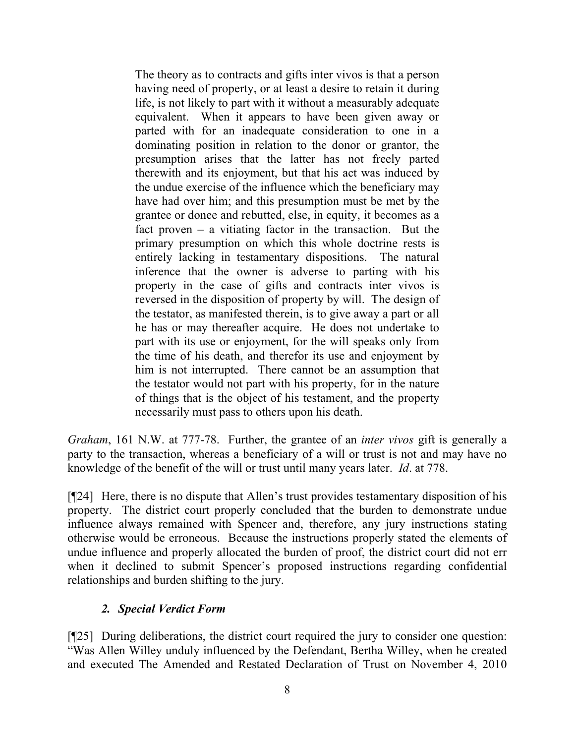> The theory as to contracts and gifts inter vivos is that a person having need of property, or at least a desire to retain it during life, is not likely to part with it without a measurably adequate equivalent. When it appears to have been given away or parted with for an inadequate consideration to one in a dominating position in relation to the donor or grantor, the presumption arises that the latter has not freely parted therewith and its enjoyment, but that his act was induced by the undue exercise of the influence which the beneficiary may have had over him; and this presumption must be met by the grantee or donee and rebutted, else, in equity, it becomes as a fact proven – a vitiating factor in the transaction. But the primary presumption on which this whole doctrine rests is entirely lacking in testamentary dispositions. The natural inference that the owner is adverse to parting with his property in the case of gifts and contracts inter vivos is reversed in the disposition of property by will. The design of the testator, as manifested therein, is to give away a part or all he has or may thereafter acquire. He does not undertake to part with its use or enjoyment, for the will speaks only from the time of his death, and therefor its use and enjoyment by him is not interrupted. There cannot be an assumption that the testator would not part with his property, for in the nature of things that is the object of his testament, and the property necessarily must pass to others upon his death.

*Graham*, 161 N.W. at 777-78. Further, the grantee of an *inter vivos* gift is generally a party to the transaction, whereas a beneficiary of a will or trust is not and may have no knowledge of the benefit of the will or trust until many years later. *Id*. at 778.

[¶24] Here, there is no dispute that Allen's trust provides testamentary disposition of his property. The district court properly concluded that the burden to demonstrate undue influence always remained with Spencer and, therefore, any jury instructions stating otherwise would be erroneous. Because the instructions properly stated the elements of undue influence and properly allocated the burden of proof, the district court did not err when it declined to submit Spencer's proposed instructions regarding confidential relationships and burden shifting to the jury.

### *2. Special Verdict Form*

[¶25] During deliberations, the district court required the jury to consider one question: "Was Allen Willey unduly influenced by the Defendant, Bertha Willey, when he created and executed The Amended and Restated Declaration of Trust on November 4, 2010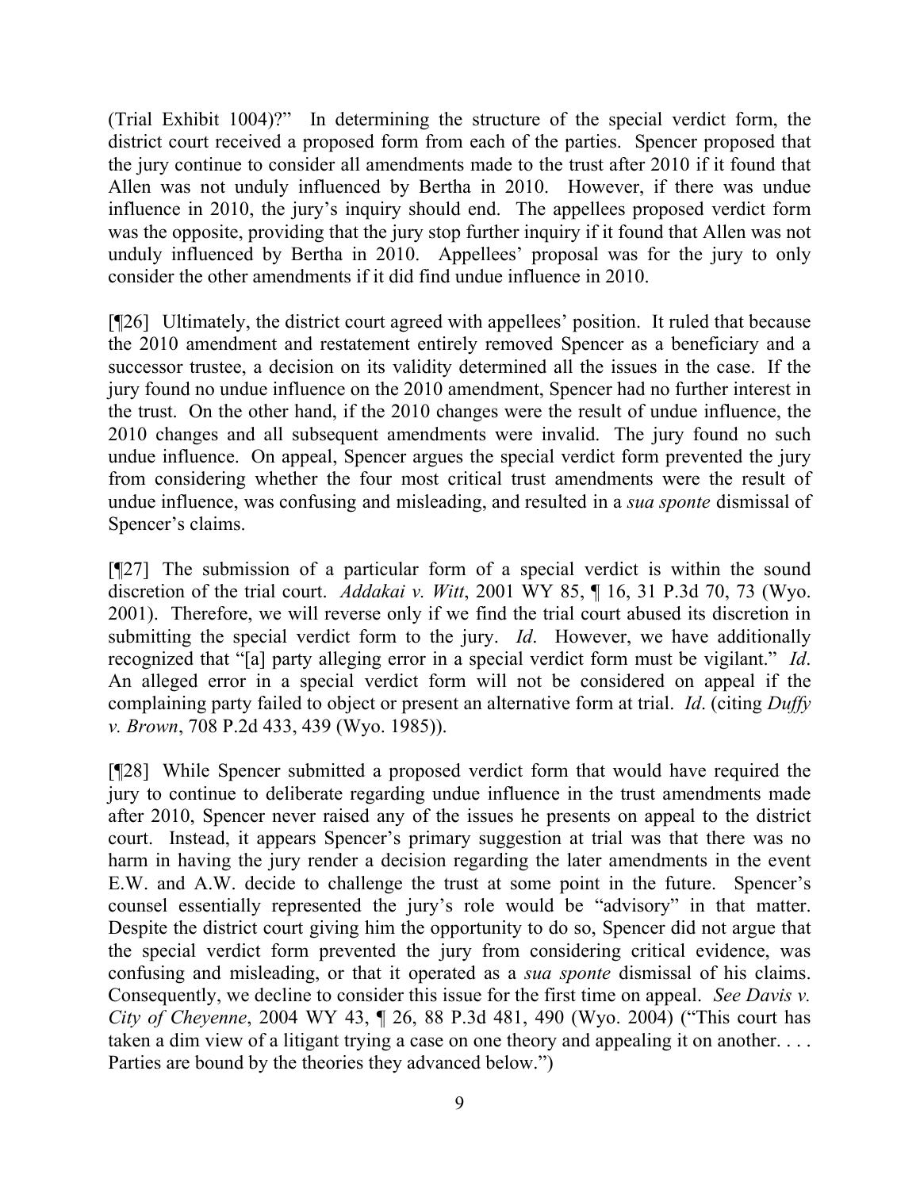(Trial Exhibit 1004)?" In determining the structure of the special verdict form, the district court received a proposed form from each of the parties. Spencer proposed that the jury continue to consider all amendments made to the trust after 2010 if it found that Allen was not unduly influenced by Bertha in 2010. However, if there was undue influence in 2010, the jury's inquiry should end. The appellees proposed verdict form was the opposite, providing that the jury stop further inquiry if it found that Allen was not unduly influenced by Bertha in 2010. Appellees' proposal was for the jury to only consider the other amendments if it did find undue influence in 2010.

[¶26] Ultimately, the district court agreed with appellees' position. It ruled that because the 2010 amendment and restatement entirely removed Spencer as a beneficiary and a successor trustee, a decision on its validity determined all the issues in the case. If the jury found no undue influence on the 2010 amendment, Spencer had no further interest in the trust. On the other hand, if the 2010 changes were the result of undue influence, the 2010 changes and all subsequent amendments were invalid. The jury found no such undue influence. On appeal, Spencer argues the special verdict form prevented the jury from considering whether the four most critical trust amendments were the result of undue influence, was confusing and misleading, and resulted in a *sua sponte* dismissal of Spencer's claims.

[¶27] The submission of a particular form of a special verdict is within the sound discretion of the trial court. *Addakai v. Witt*, 2001 WY 85, ¶ 16, 31 P.3d 70, 73 (Wyo. 2001). Therefore, we will reverse only if we find the trial court abused its discretion in submitting the special verdict form to the jury. *Id*. However, we have additionally recognized that "[a] party alleging error in a special verdict form must be vigilant." *Id*. An alleged error in a special verdict form will not be considered on appeal if the complaining party failed to object or present an alternative form at trial. *Id*. (citing *Duffy v. Brown*, 708 P.2d 433, 439 (Wyo. 1985)).

[¶28] While Spencer submitted a proposed verdict form that would have required the jury to continue to deliberate regarding undue influence in the trust amendments made after 2010, Spencer never raised any of the issues he presents on appeal to the district court. Instead, it appears Spencer's primary suggestion at trial was that there was no harm in having the jury render a decision regarding the later amendments in the event E.W. and A.W. decide to challenge the trust at some point in the future. Spencer's counsel essentially represented the jury's role would be "advisory" in that matter. Despite the district court giving him the opportunity to do so, Spencer did not argue that the special verdict form prevented the jury from considering critical evidence, was confusing and misleading, or that it operated as a *sua sponte* dismissal of his claims. Consequently, we decline to consider this issue for the first time on appeal. *See Davis v. City of Cheyenne*, 2004 WY 43, ¶ 26, 88 P.3d 481, 490 (Wyo. 2004) ("This court has taken a dim view of a litigant trying a case on one theory and appealing it on another. . . . Parties are bound by the theories they advanced below.")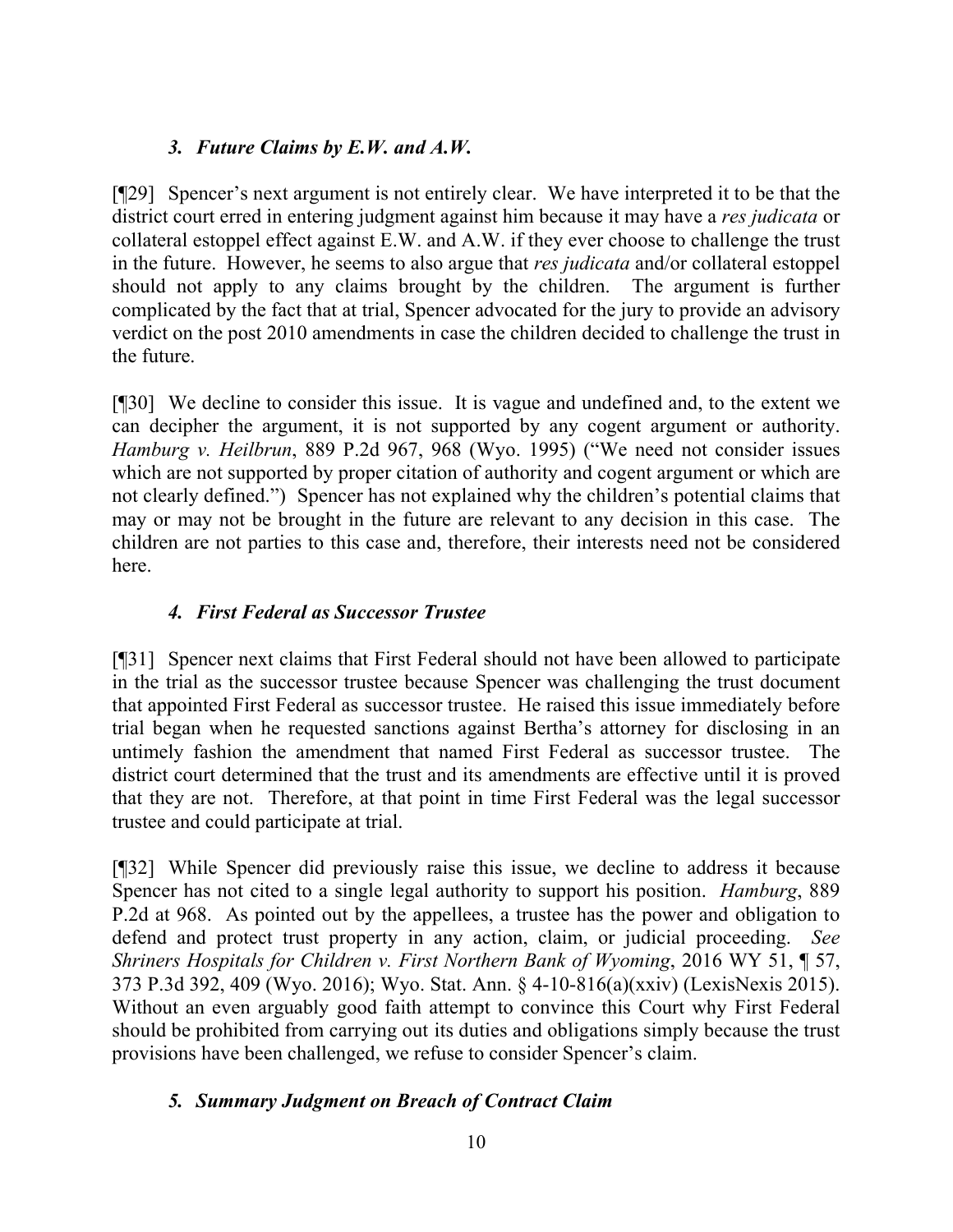### *3. Future Claims by E.W. and A.W.*

[¶29] Spencer's next argument is not entirely clear. We have interpreted it to be that the district court erred in entering judgment against him because it may have a *res judicata* or collateral estoppel effect against E.W. and A.W. if they ever choose to challenge the trust in the future. However, he seems to also argue that *res judicata* and/or collateral estoppel should not apply to any claims brought by the children. The argument is further complicated by the fact that at trial, Spencer advocated for the jury to provide an advisory verdict on the post 2010 amendments in case the children decided to challenge the trust in the future.

[¶30] We decline to consider this issue. It is vague and undefined and, to the extent we can decipher the argument, it is not supported by any cogent argument or authority. *Hamburg v. Heilbrun*, 889 P.2d 967, 968 (Wyo. 1995) ("We need not consider issues which are not supported by proper citation of authority and cogent argument or which are not clearly defined.") Spencer has not explained why the children's potential claims that may or may not be brought in the future are relevant to any decision in this case. The children are not parties to this case and, therefore, their interests need not be considered here.

### *4. First Federal as Successor Trustee*

[¶31] Spencer next claims that First Federal should not have been allowed to participate in the trial as the successor trustee because Spencer was challenging the trust document that appointed First Federal as successor trustee. He raised this issue immediately before trial began when he requested sanctions against Bertha's attorney for disclosing in an untimely fashion the amendment that named First Federal as successor trustee. The district court determined that the trust and its amendments are effective until it is proved that they are not. Therefore, at that point in time First Federal was the legal successor trustee and could participate at trial.

[¶32] While Spencer did previously raise this issue, we decline to address it because Spencer has not cited to a single legal authority to support his position. *Hamburg*, 889 P.2d at 968. As pointed out by the appellees, a trustee has the power and obligation to defend and protect trust property in any action, claim, or judicial proceeding. *See Shriners Hospitals for Children v. First Northern Bank of Wyoming*, 2016 WY 51, ¶ 57, 373 P.3d 392, 409 (Wyo. 2016); Wyo. Stat. Ann. § 4-10-816(a)(xxiv) (LexisNexis 2015). Without an even arguably good faith attempt to convince this Court why First Federal should be prohibited from carrying out its duties and obligations simply because the trust provisions have been challenged, we refuse to consider Spencer's claim.

### *5. Summary Judgment on Breach of Contract Claim*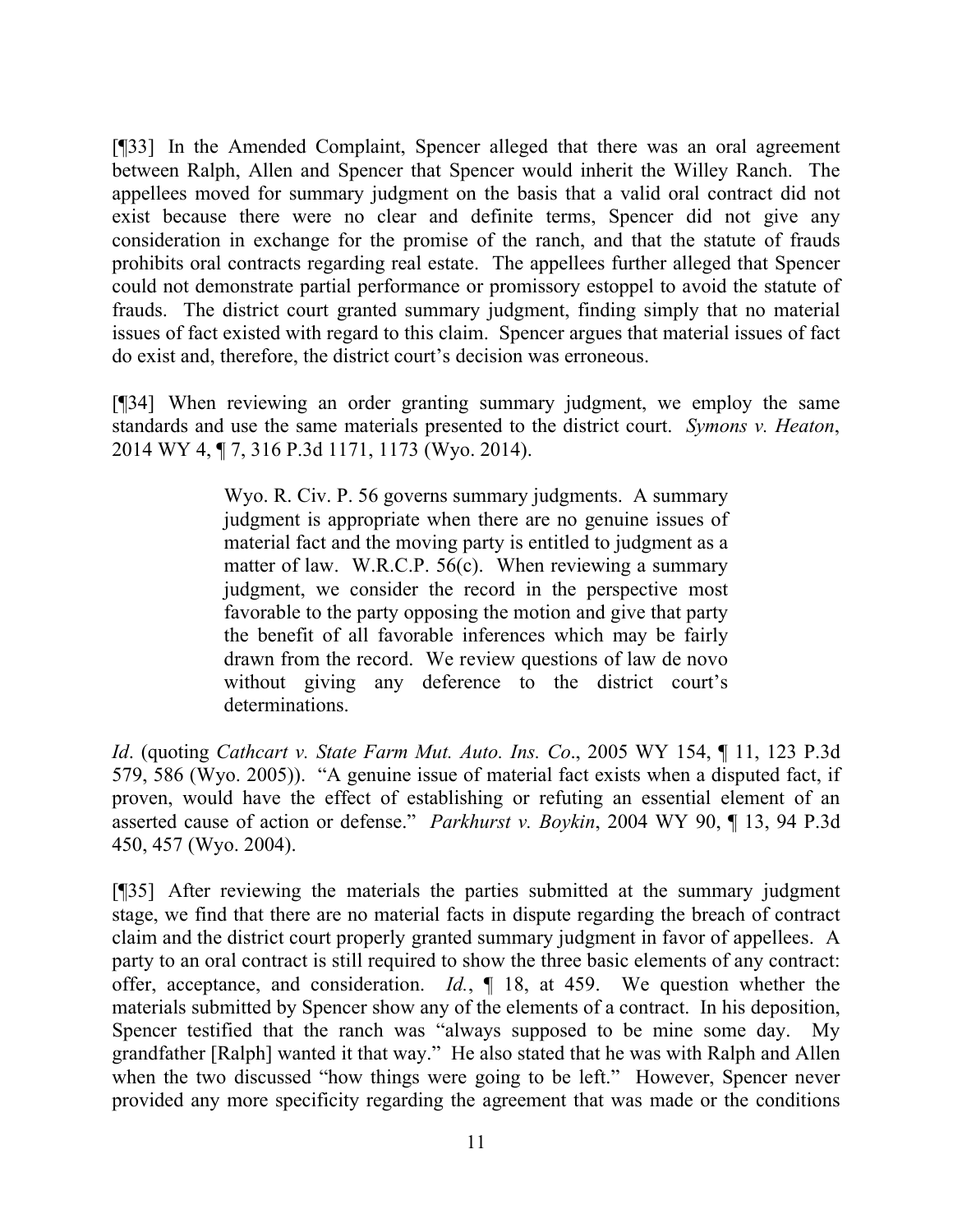[¶33] In the Amended Complaint, Spencer alleged that there was an oral agreement between Ralph, Allen and Spencer that Spencer would inherit the Willey Ranch. The appellees moved for summary judgment on the basis that a valid oral contract did not exist because there were no clear and definite terms, Spencer did not give any consideration in exchange for the promise of the ranch, and that the statute of frauds prohibits oral contracts regarding real estate. The appellees further alleged that Spencer could not demonstrate partial performance or promissory estoppel to avoid the statute of frauds. The district court granted summary judgment, finding simply that no material issues of fact existed with regard to this claim. Spencer argues that material issues of fact do exist and, therefore, the district court's decision was erroneous.

[¶34] When reviewing an order granting summary judgment, we employ the same standards and use the same materials presented to the district court. *Symons v. Heaton*, 2014 WY 4, ¶ 7, 316 P.3d 1171, 1173 (Wyo. 2014).

> Wyo. R. Civ. P. 56 governs summary judgments. A summary judgment is appropriate when there are no genuine issues of material fact and the moving party is entitled to judgment as a matter of law. W.R.C.P. 56(c). When reviewing a summary judgment, we consider the record in the perspective most favorable to the party opposing the motion and give that party the benefit of all favorable inferences which may be fairly drawn from the record. We review questions of law de novo without giving any deference to the district court's determinations.

*Id*. (quoting *Cathcart v. State Farm Mut. Auto. Ins. Co*., 2005 WY 154, ¶ 11, 123 P.3d 579, 586 (Wyo. 2005)). "A genuine issue of material fact exists when a disputed fact, if proven, would have the effect of establishing or refuting an essential element of an asserted cause of action or defense." *Parkhurst v. Boykin*, 2004 WY 90, ¶ 13, 94 P.3d 450, 457 (Wyo. 2004).

[¶35] After reviewing the materials the parties submitted at the summary judgment stage, we find that there are no material facts in dispute regarding the breach of contract claim and the district court properly granted summary judgment in favor of appellees. A party to an oral contract is still required to show the three basic elements of any contract: offer, acceptance, and consideration. *Id.*, ¶ 18, at 459. We question whether the materials submitted by Spencer show any of the elements of a contract. In his deposition, Spencer testified that the ranch was "always supposed to be mine some day. My grandfather [Ralph] wanted it that way." He also stated that he was with Ralph and Allen when the two discussed "how things were going to be left." However, Spencer never provided any more specificity regarding the agreement that was made or the conditions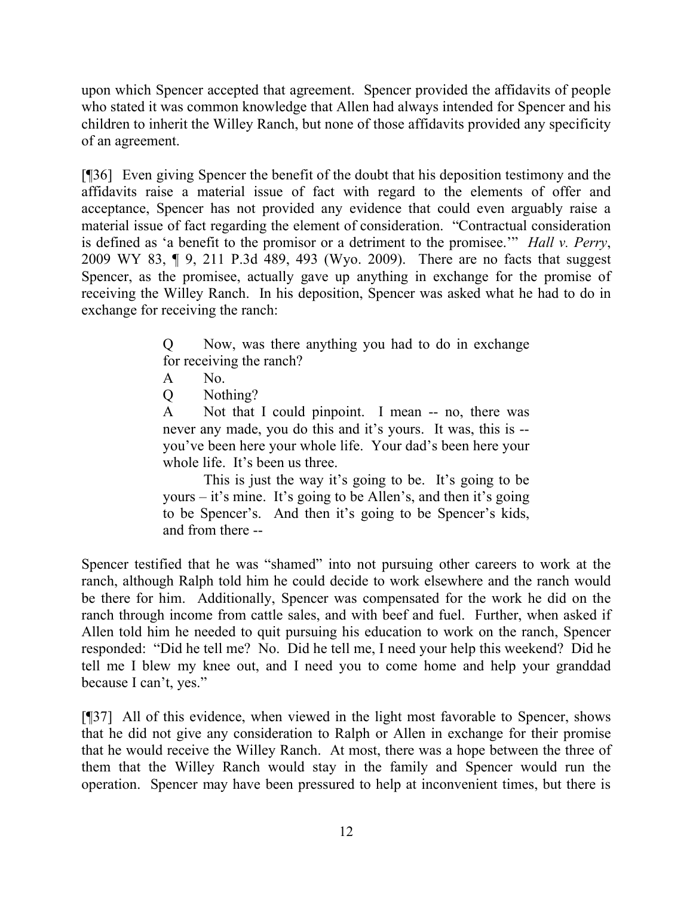upon which Spencer accepted that agreement. Spencer provided the affidavits of people who stated it was common knowledge that Allen had always intended for Spencer and his children to inherit the Willey Ranch, but none of those affidavits provided any specificity of an agreement.

[¶36] Even giving Spencer the benefit of the doubt that his deposition testimony and the affidavits raise a material issue of fact with regard to the elements of offer and acceptance, Spencer has not provided any evidence that could even arguably raise a material issue of fact regarding the element of consideration. "Contractual consideration is defined as 'a benefit to the promisor or a detriment to the promisee.'" *Hall v. Perry*, 2009 WY 83, ¶ 9, 211 P.3d 489, 493 (Wyo. 2009). There are no facts that suggest Spencer, as the promisee, actually gave up anything in exchange for the promise of receiving the Willey Ranch. In his deposition, Spencer was asked what he had to do in exchange for receiving the ranch:

> Q Now, was there anything you had to do in exchange for receiving the ranch?
>
> A No.
>
> Q Nothing?
>
> A Not that I could pinpoint. I mean -- no, there was never any made, you do this and it's yours. It was, this is -- you've been here your whole life. Your dad's been here your whole life. It's been us three.
>
> This is just the way it's going to be. It's going to be yours – it's mine. It's going to be Allen's, and then it's going to be Spencer's. And then it's going to be Spencer's kids, and from there --

Spencer testified that he was "shamed" into not pursuing other careers to work at the ranch, although Ralph told him he could decide to work elsewhere and the ranch would be there for him. Additionally, Spencer was compensated for the work he did on the ranch through income from cattle sales, and with beef and fuel. Further, when asked if Allen told him he needed to quit pursuing his education to work on the ranch, Spencer responded: "Did he tell me? No. Did he tell me, I need your help this weekend? Did he tell me I blew my knee out, and I need you to come home and help your granddad because I can't, yes."

[¶37] All of this evidence, when viewed in the light most favorable to Spencer, shows that he did not give any consideration to Ralph or Allen in exchange for their promise that he would receive the Willey Ranch. At most, there was a hope between the three of them that the Willey Ranch would stay in the family and Spencer would run the operation. Spencer may have been pressured to help at inconvenient times, but there is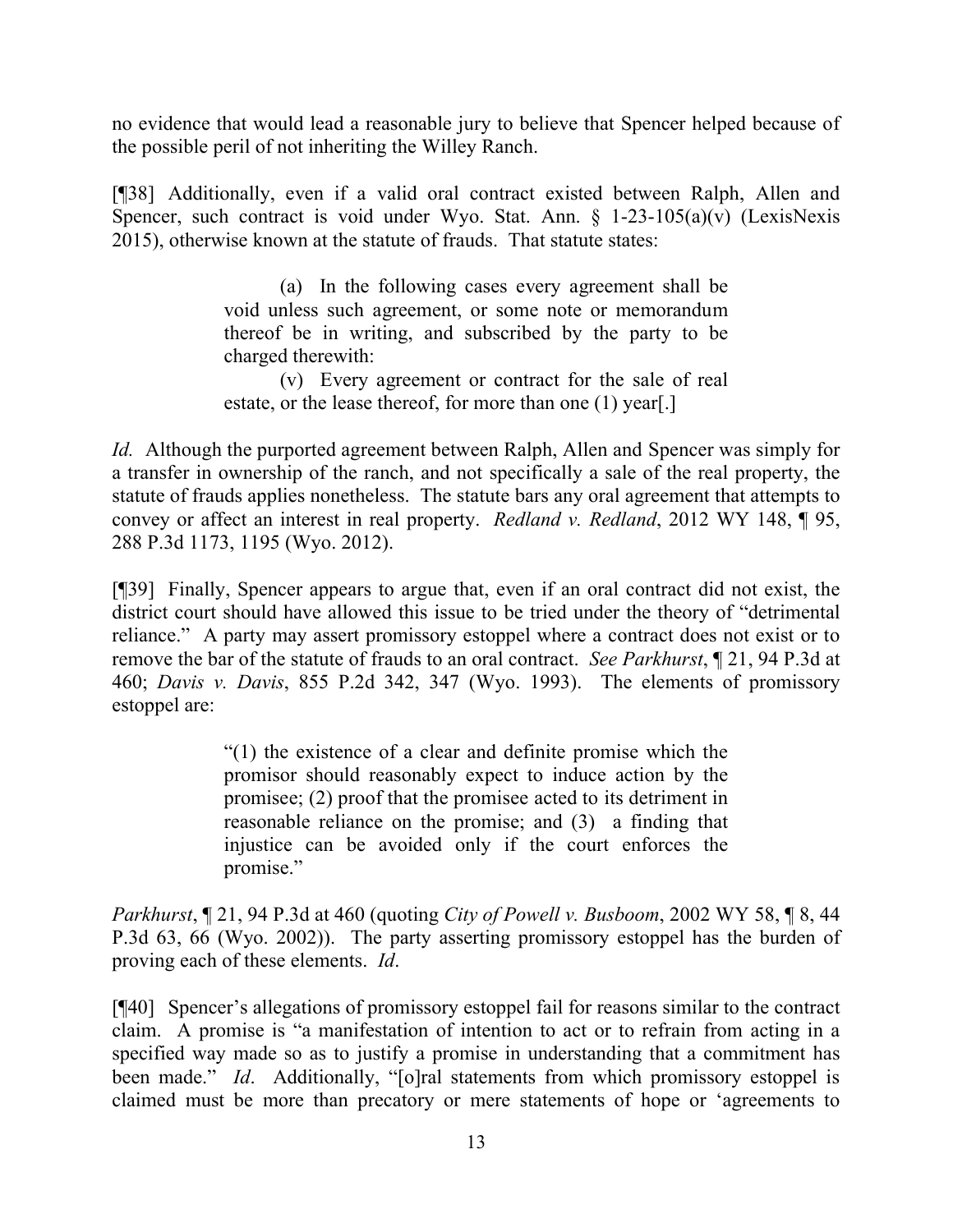no evidence that would lead a reasonable jury to believe that Spencer helped because of the possible peril of not inheriting the Willey Ranch.

[¶38] Additionally, even if a valid oral contract existed between Ralph, Allen and Spencer, such contract is void under Wyo. Stat. Ann. § 1-23-105(a)(v) (LexisNexis 2015), otherwise known at the statute of frauds. That statute states:

> (a) In the following cases every agreement shall be void unless such agreement, or some note or memorandum thereof be in writing, and subscribed by the party to be charged therewith:
>
> (v) Every agreement or contract for the sale of real estate, or the lease thereof, for more than one (1) year[.]

*Id.* Although the purported agreement between Ralph, Allen and Spencer was simply for a transfer in ownership of the ranch, and not specifically a sale of the real property, the statute of frauds applies nonetheless. The statute bars any oral agreement that attempts to convey or affect an interest in real property. *Redland v. Redland*, 2012 WY 148, ¶ 95, 288 P.3d 1173, 1195 (Wyo. 2012).

[¶39] Finally, Spencer appears to argue that, even if an oral contract did not exist, the district court should have allowed this issue to be tried under the theory of "detrimental reliance." A party may assert promissory estoppel where a contract does not exist or to remove the bar of the statute of frauds to an oral contract. *See Parkhurst*, ¶ 21, 94 P.3d at 460; *Davis v. Davis*, 855 P.2d 342, 347 (Wyo. 1993). The elements of promissory estoppel are:

> "(1) the existence of a clear and definite promise which the promisor should reasonably expect to induce action by the promisee; (2) proof that the promisee acted to its detriment in reasonable reliance on the promise; and (3) a finding that injustice can be avoided only if the court enforces the promise."

*Parkhurst*, ¶ 21, 94 P.3d at 460 (quoting *City of Powell v. Busboom*, 2002 WY 58, ¶ 8, 44 P.3d 63, 66 (Wyo. 2002)). The party asserting promissory estoppel has the burden of proving each of these elements. *Id*.

[¶40] Spencer's allegations of promissory estoppel fail for reasons similar to the contract claim. A promise is "a manifestation of intention to act or to refrain from acting in a specified way made so as to justify a promise in understanding that a commitment has been made." *Id*. Additionally, "[o]ral statements from which promissory estoppel is claimed must be more than precatory or mere statements of hope or 'agreements to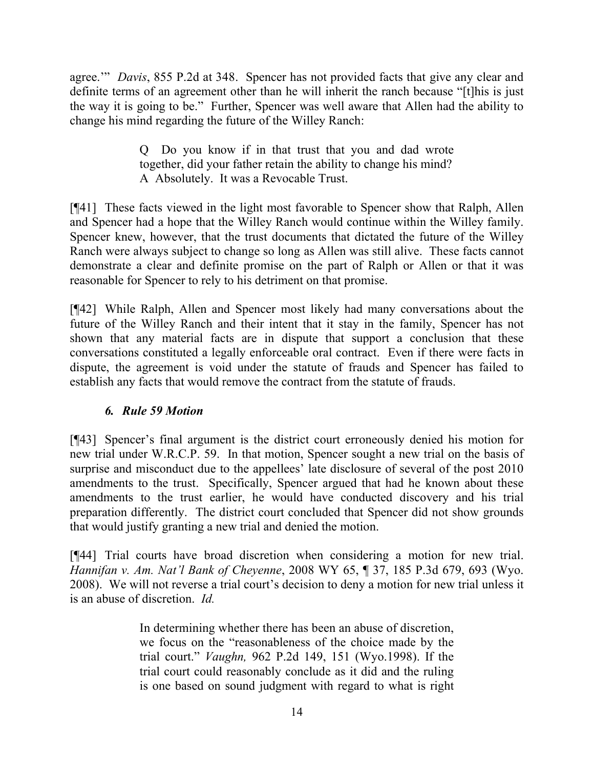agree.'" *Davis*, 855 P.2d at 348. Spencer has not provided facts that give any clear and definite terms of an agreement other than he will inherit the ranch because "[t]his is just the way it is going to be." Further, Spencer was well aware that Allen had the ability to change his mind regarding the future of the Willey Ranch:

> Q Do you know if in that trust that you and dad wrote together, did your father retain the ability to change his mind?
> A Absolutely. It was a Revocable Trust.

[¶41] These facts viewed in the light most favorable to Spencer show that Ralph, Allen and Spencer had a hope that the Willey Ranch would continue within the Willey family. Spencer knew, however, that the trust documents that dictated the future of the Willey Ranch were always subject to change so long as Allen was still alive. These facts cannot demonstrate a clear and definite promise on the part of Ralph or Allen or that it was reasonable for Spencer to rely to his detriment on that promise.

[¶42] While Ralph, Allen and Spencer most likely had many conversations about the future of the Willey Ranch and their intent that it stay in the family, Spencer has not shown that any material facts are in dispute that support a conclusion that these conversations constituted a legally enforceable oral contract. Even if there were facts in dispute, the agreement is void under the statute of frauds and Spencer has failed to establish any facts that would remove the contract from the statute of frauds.

### *6. Rule 59 Motion*

[¶43] Spencer's final argument is the district court erroneously denied his motion for new trial under W.R.C.P. 59. In that motion, Spencer sought a new trial on the basis of surprise and misconduct due to the appellees' late disclosure of several of the post 2010 amendments to the trust. Specifically, Spencer argued that had he known about these amendments to the trust earlier, he would have conducted discovery and his trial preparation differently. The district court concluded that Spencer did not show grounds that would justify granting a new trial and denied the motion.

[¶44] Trial courts have broad discretion when considering a motion for new trial. *Hannifan v. Am. Nat'l Bank of Cheyenne*, 2008 WY 65, ¶ 37, 185 P.3d 679, 693 (Wyo. 2008). We will not reverse a trial court's decision to deny a motion for new trial unless it is an abuse of discretion. *Id.*

> In determining whether there has been an abuse of discretion, we focus on the "reasonableness of the choice made by the trial court." *Vaughn,* 962 P.2d 149, 151 (Wyo.1998). If the trial court could reasonably conclude as it did and the ruling is one based on sound judgment with regard to what is right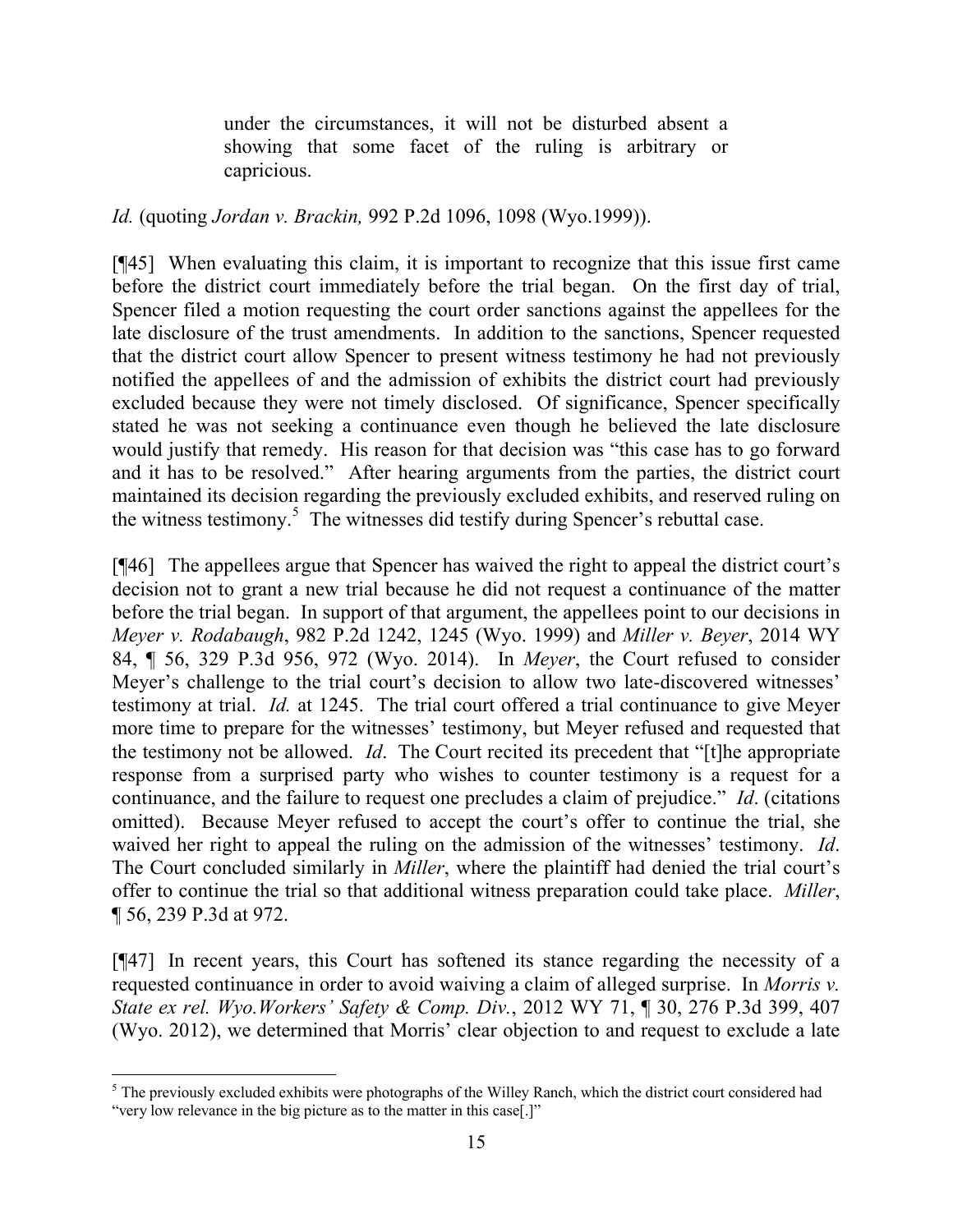> under the circumstances, it will not be disturbed absent a showing that some facet of the ruling is arbitrary or capricious.

*Id.* (quoting *Jordan v. Brackin,* 992 P.2d 1096, 1098 (Wyo.1999)).

[¶45] When evaluating this claim, it is important to recognize that this issue first came before the district court immediately before the trial began. On the first day of trial, Spencer filed a motion requesting the court order sanctions against the appellees for the late disclosure of the trust amendments. In addition to the sanctions, Spencer requested that the district court allow Spencer to present witness testimony he had not previously notified the appellees of and the admission of exhibits the district court had previously excluded because they were not timely disclosed. Of significance, Spencer specifically stated he was not seeking a continuance even though he believed the late disclosure would justify that remedy. His reason for that decision was "this case has to go forward and it has to be resolved." After hearing arguments from the parties, the district court maintained its decision regarding the previously excluded exhibits, and reserved ruling on the witness testimony.[5] The witnesses did testify during Spencer's rebuttal case.

[¶46] The appellees argue that Spencer has waived the right to appeal the district court's decision not to grant a new trial because he did not request a continuance of the matter before the trial began. In support of that argument, the appellees point to our decisions in *Meyer v. Rodabaugh*, 982 P.2d 1242, 1245 (Wyo. 1999) and *Miller v. Beyer*, 2014 WY 84, ¶ 56, 329 P.3d 956, 972 (Wyo. 2014). In *Meyer*, the Court refused to consider Meyer's challenge to the trial court's decision to allow two late-discovered witnesses' testimony at trial. *Id.* at 1245. The trial court offered a trial continuance to give Meyer more time to prepare for the witnesses' testimony, but Meyer refused and requested that the testimony not be allowed. *Id*. The Court recited its precedent that "[t]he appropriate response from a surprised party who wishes to counter testimony is a request for a continuance, and the failure to request one precludes a claim of prejudice." *Id*. (citations omitted). Because Meyer refused to accept the court's offer to continue the trial, she waived her right to appeal the ruling on the admission of the witnesses' testimony. *Id*. The Court concluded similarly in *Miller*, where the plaintiff had denied the trial court's offer to continue the trial so that additional witness preparation could take place. *Miller*, ¶ 56, 239 P.3d at 972.

[¶47] In recent years, this Court has softened its stance regarding the necessity of a requested continuance in order to avoid waiving a claim of alleged surprise. In *Morris v. State ex rel. Wyo.Workers' Safety & Comp. Div.*, 2012 WY 71, ¶ 30, 276 P.3d 399, 407 (Wyo. 2012), we determined that Morris' clear objection to and request to exclude a late

---

[5] The previously excluded exhibits were photographs of the Willey Ranch, which the district court considered had "very low relevance in the big picture as to the matter in this case[.]"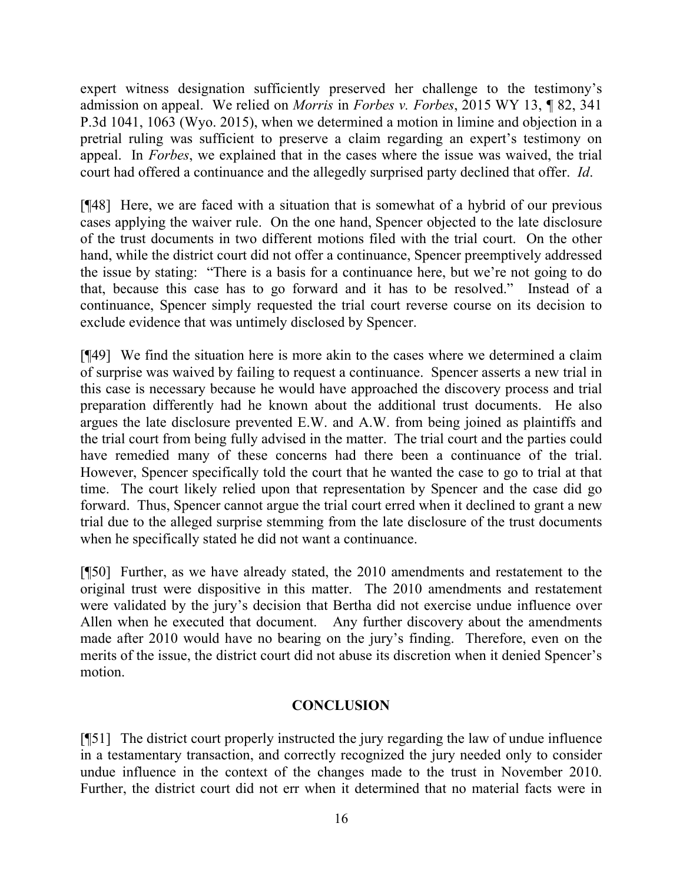expert witness designation sufficiently preserved her challenge to the testimony's admission on appeal. We relied on *Morris* in *Forbes v. Forbes*, 2015 WY 13, ¶ 82, 341 P.3d 1041, 1063 (Wyo. 2015), when we determined a motion in limine and objection in a pretrial ruling was sufficient to preserve a claim regarding an expert's testimony on appeal. In *Forbes*, we explained that in the cases where the issue was waived, the trial court had offered a continuance and the allegedly surprised party declined that offer. *Id*.

[¶48] Here, we are faced with a situation that is somewhat of a hybrid of our previous cases applying the waiver rule. On the one hand, Spencer objected to the late disclosure of the trust documents in two different motions filed with the trial court. On the other hand, while the district court did not offer a continuance, Spencer preemptively addressed the issue by stating: "There is a basis for a continuance here, but we're not going to do that, because this case has to go forward and it has to be resolved." Instead of a continuance, Spencer simply requested the trial court reverse course on its decision to exclude evidence that was untimely disclosed by Spencer.

[¶49] We find the situation here is more akin to the cases where we determined a claim of surprise was waived by failing to request a continuance. Spencer asserts a new trial in this case is necessary because he would have approached the discovery process and trial preparation differently had he known about the additional trust documents. He also argues the late disclosure prevented E.W. and A.W. from being joined as plaintiffs and the trial court from being fully advised in the matter. The trial court and the parties could have remedied many of these concerns had there been a continuance of the trial. However, Spencer specifically told the court that he wanted the case to go to trial at that time. The court likely relied upon that representation by Spencer and the case did go forward. Thus, Spencer cannot argue the trial court erred when it declined to grant a new trial due to the alleged surprise stemming from the late disclosure of the trust documents when he specifically stated he did not want a continuance.

[¶50] Further, as we have already stated, the 2010 amendments and restatement to the original trust were dispositive in this matter. The 2010 amendments and restatement were validated by the jury's decision that Bertha did not exercise undue influence over Allen when he executed that document. Any further discovery about the amendments made after 2010 would have no bearing on the jury's finding. Therefore, even on the merits of the issue, the district court did not abuse its discretion when it denied Spencer's motion.

## CONCLUSION

[¶51] The district court properly instructed the jury regarding the law of undue influence in a testamentary transaction, and correctly recognized the jury needed only to consider undue influence in the context of the changes made to the trust in November 2010. Further, the district court did not err when it determined that no material facts were in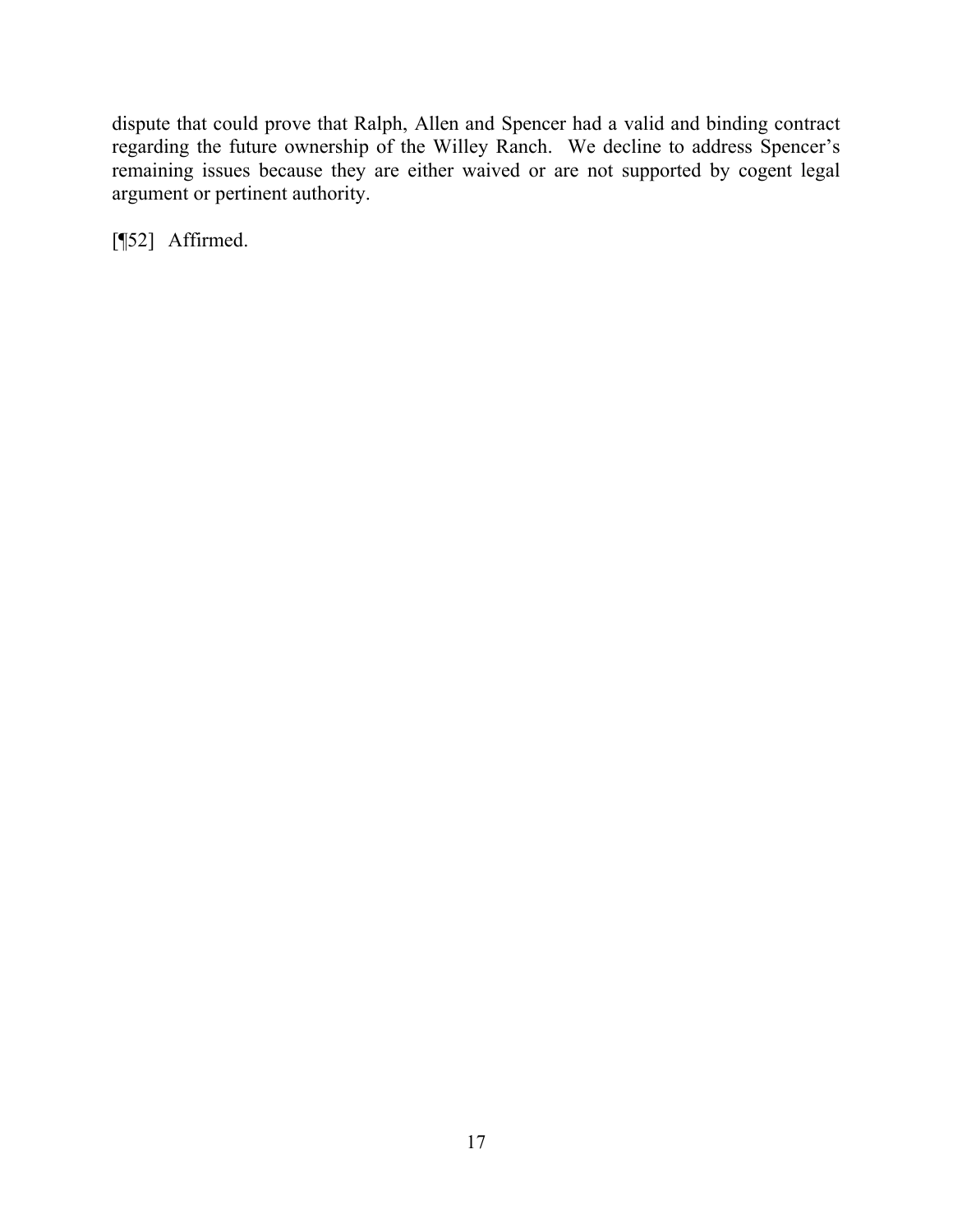dispute that could prove that Ralph, Allen and Spencer had a valid and binding contract regarding the future ownership of the Willey Ranch. We decline to address Spencer's remaining issues because they are either waived or are not supported by cogent legal argument or pertinent authority.

[¶52] Affirmed.